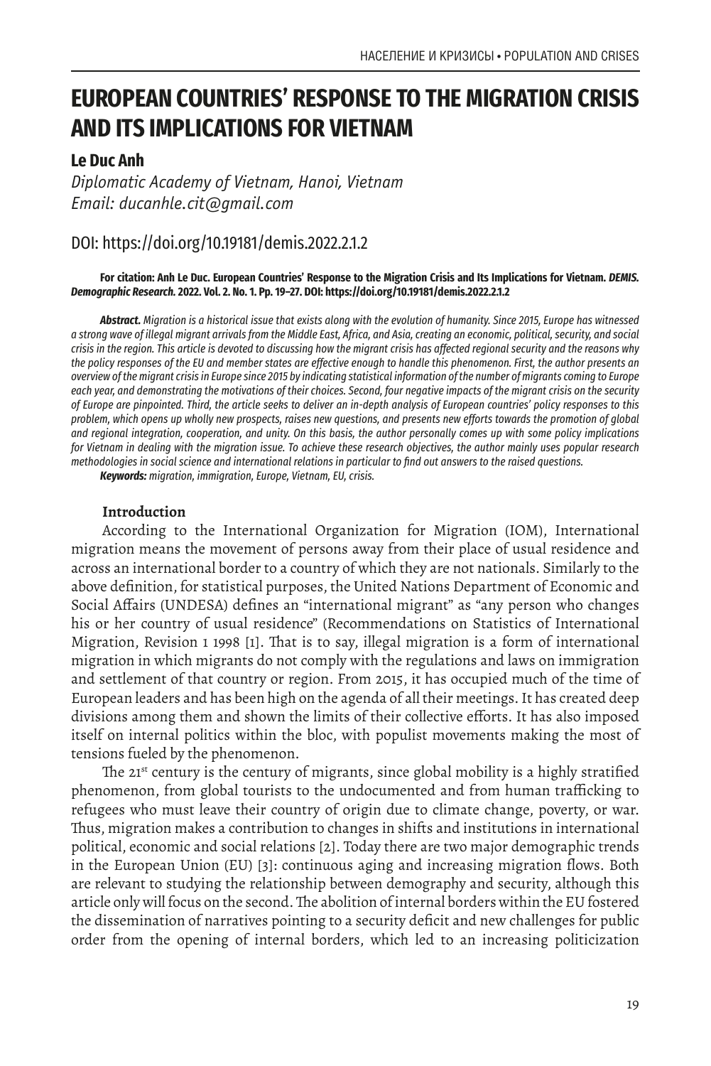# EUROPEAN COUNTRIES' RESPONSE TO THE MIGRATION CRISIS AND ITS IMPLICATIONS FOR VIETNAM

**Le Duc Anh**

*Diplomatic Academy of Vietnam, Hanoi, Vietnam*
*Email: ducanhle.cit@gmail.com*

DOI: https://doi.org/10.19181/demis.2022.2.1.2

**For citation: Anh Le Duc. European Countries' Response to the Migration Crisis and Its Implications for Vietnam. *DEMIS. Demographic Research.* 2022. Vol. 2. No. 1. Pp. 19–27. DOI: https://doi.org/10.19181/demis.2022.2.1.2**

***Abstract.*** *Migration is a historical issue that exists along with the evolution of humanity. Since 2015, Europe has witnessed a strong wave of illegal migrant arrivals from the Middle East, Africa, and Asia, creating an economic, political, security, and social crisis in the region. This article is devoted to discussing how the migrant crisis has affected regional security and the reasons why the policy responses of the EU and member states are effective enough to handle this phenomenon. First, the author presents an overview of the migrant crisis in Europe since 2015 by indicating statistical information of the number of migrants coming to Europe each year, and demonstrating the motivations of their choices. Second, four negative impacts of the migrant crisis on the security of Europe are pinpointed. Third, the article seeks to deliver an in-depth analysis of European countries' policy responses to this problem, which opens up wholly new prospects, raises new questions, and presents new efforts towards the promotion of global and regional integration, cooperation, and unity. On this basis, the author personally comes up with some policy implications for Vietnam in dealing with the migration issue. To achieve these research objectives, the author mainly uses popular research methodologies in social science and international relations in particular to find out answers to the raised questions.*

***Keywords:*** *migration, immigration, Europe, Vietnam, EU, crisis.*

## Introduction

According to the International Organization for Migration (IOM), International migration means the movement of persons away from their place of usual residence and across an international border to a country of which they are not nationals. Similarly to the above definition, for statistical purposes, the United Nations Department of Economic and Social Affairs (UNDESA) defines an "international migrant" as "any person who changes his or her country of usual residence" (Recommendations on Statistics of International Migration, Revision 1 1998 [1]. That is to say, illegal migration is a form of international migration in which migrants do not comply with the regulations and laws on immigration and settlement of that country or region. From 2015, it has occupied much of the time of European leaders and has been high on the agenda of all their meetings. It has created deep divisions among them and shown the limits of their collective efforts. It has also imposed itself on internal politics within the bloc, with populist movements making the most of tensions fueled by the phenomenon.

The 21st century is the century of migrants, since global mobility is a highly stratified phenomenon, from global tourists to the undocumented and from human trafficking to refugees who must leave their country of origin due to climate change, poverty, or war. Thus, migration makes a contribution to changes in shifts and institutions in international political, economic and social relations [2]. Today there are two major demographic trends in the European Union (EU) [3]: continuous aging and increasing migration flows. Both are relevant to studying the relationship between demography and security, although this article only will focus on the second. The abolition of internal borders within the EU fostered the dissemination of narratives pointing to a security deficit and new challenges for public order from the opening of internal borders, which led to an increasing politicization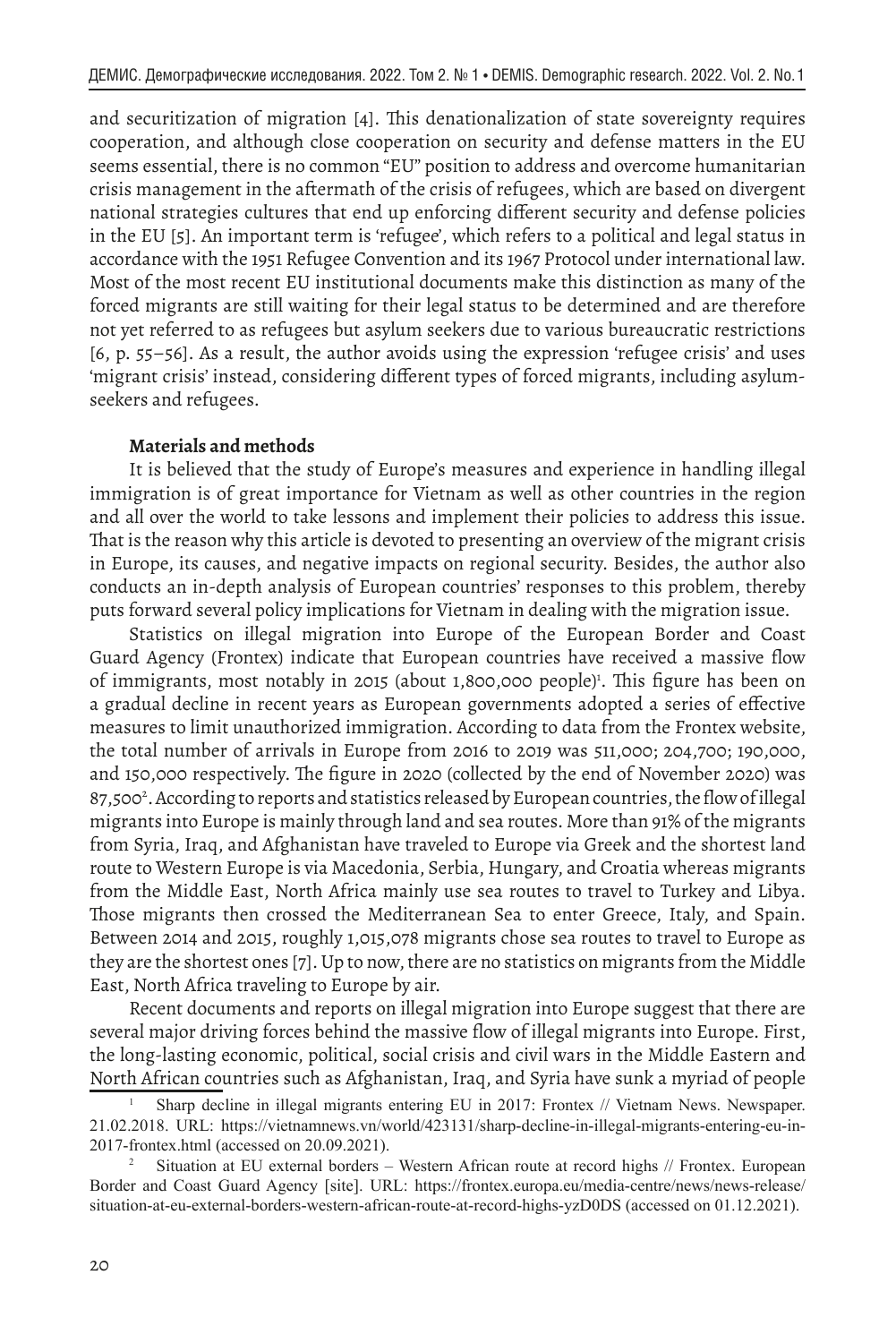and securitization of migration [4]. This denationalization of state sovereignty requires cooperation, and although close cooperation on security and defense matters in the EU seems essential, there is no common "EU" position to address and overcome humanitarian crisis management in the aftermath of the crisis of refugees, which are based on divergent national strategies cultures that end up enforcing different security and defense policies in the EU [5]. An important term is 'refugee', which refers to a political and legal status in accordance with the 1951 Refugee Convention and its 1967 Protocol under international law. Most of the most recent EU institutional documents make this distinction as many of the forced migrants are still waiting for their legal status to be determined and are therefore not yet referred to as refugees but asylum seekers due to various bureaucratic restrictions [6, p. 55–56]. As a result, the author avoids using the expression 'refugee crisis' and uses 'migrant crisis' instead, considering different types of forced migrants, including asylum-seekers and refugees.

**Materials and methods**

It is believed that the study of Europe's measures and experience in handling illegal immigration is of great importance for Vietnam as well as other countries in the region and all over the world to take lessons and implement their policies to address this issue. That is the reason why this article is devoted to presenting an overview of the migrant crisis in Europe, its causes, and negative impacts on regional security. Besides, the author also conducts an in-depth analysis of European countries' responses to this problem, thereby puts forward several policy implications for Vietnam in dealing with the migration issue.

Statistics on illegal migration into Europe of the European Border and Coast Guard Agency (Frontex) indicate that European countries have received a massive flow of immigrants, most notably in 2015 (about 1,800,000 people)[1]. This figure has been on a gradual decline in recent years as European governments adopted a series of effective measures to limit unauthorized immigration. According to data from the Frontex website, the total number of arrivals in Europe from 2016 to 2019 was 511,000; 204,700; 190,000, and 150,000 respectively. The figure in 2020 (collected by the end of November 2020) was 87,500[2]. According to reports and statistics released by European countries, the flow of illegal migrants into Europe is mainly through land and sea routes. More than 91% of the migrants from Syria, Iraq, and Afghanistan have traveled to Europe via Greek and the shortest land route to Western Europe is via Macedonia, Serbia, Hungary, and Croatia whereas migrants from the Middle East, North Africa mainly use sea routes to travel to Turkey and Libya. Those migrants then crossed the Mediterranean Sea to enter Greece, Italy, and Spain. Between 2014 and 2015, roughly 1,015,078 migrants chose sea routes to travel to Europe as they are the shortest ones [7]. Up to now, there are no statistics on migrants from the Middle East, North Africa traveling to Europe by air.

Recent documents and reports on illegal migration into Europe suggest that there are several major driving forces behind the massive flow of illegal migrants into Europe. First, the long-lasting economic, political, social crisis and civil wars in the Middle Eastern and North African countries such as Afghanistan, Iraq, and Syria have sunk a myriad of people

[1] Sharp decline in illegal migrants entering EU in 2017: Frontex // Vietnam News. Newspaper. 21.02.2018. URL: https://vietnamnews.vn/world/423131/sharp-decline-in-illegal-migrants-entering-eu-in-2017-frontex.html (accessed on 20.09.2021).

[2] Situation at EU external borders – Western African route at record highs // Frontex. European Border and Coast Guard Agency [site]. URL: https://frontex.europa.eu/media-centre/news/news-release/situation-at-eu-external-borders-western-african-route-at-record-highs-yzD0DS (accessed on 01.12.2021).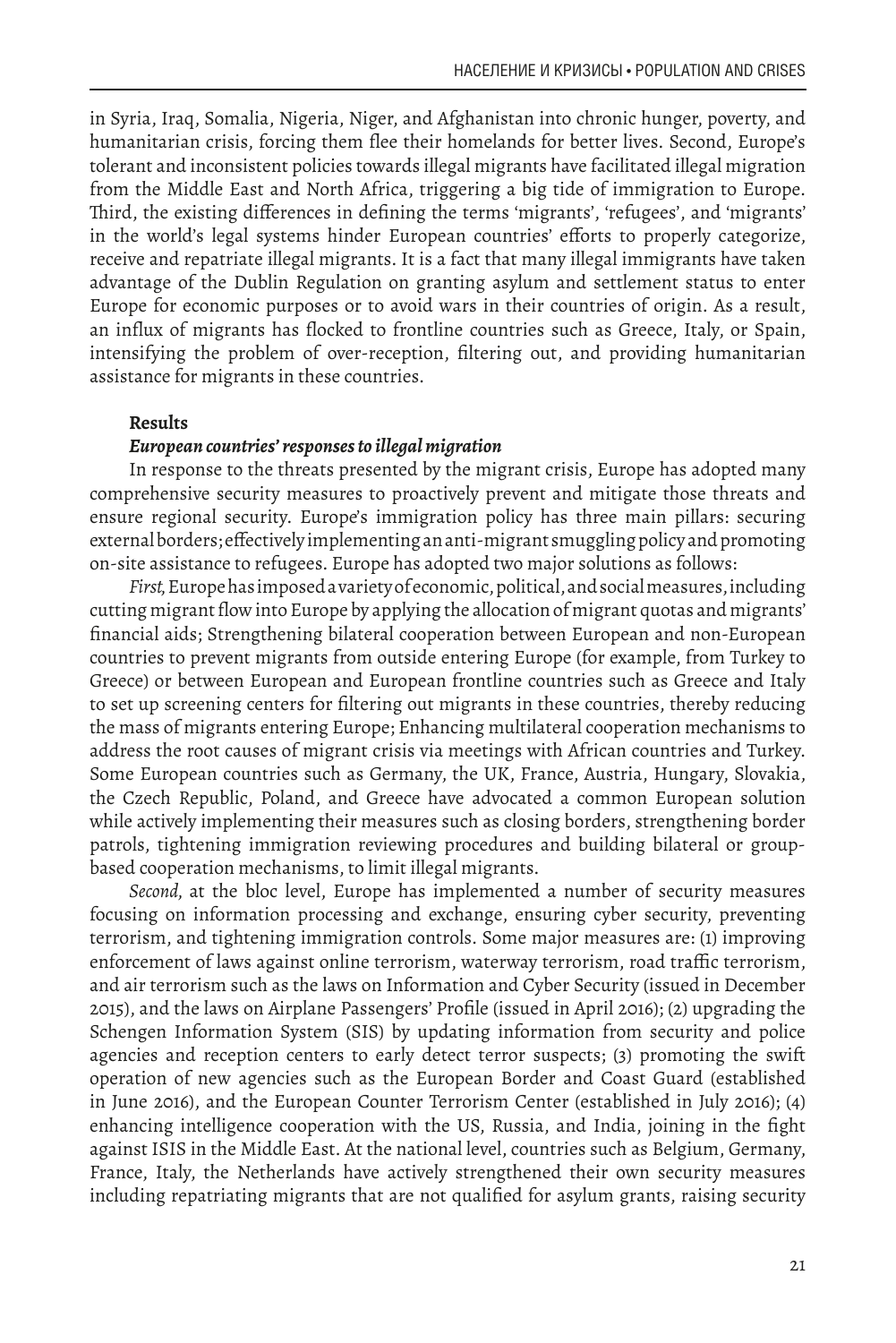in Syria, Iraq, Somalia, Nigeria, Niger, and Afghanistan into chronic hunger, poverty, and humanitarian crisis, forcing them flee their homelands for better lives. Second, Europe's tolerant and inconsistent policies towards illegal migrants have facilitated illegal migration from the Middle East and North Africa, triggering a big tide of immigration to Europe. Third, the existing differences in defining the terms 'migrants', 'refugees', and 'migrants' in the world's legal systems hinder European countries' efforts to properly categorize, receive and repatriate illegal migrants. It is a fact that many illegal immigrants have taken advantage of the Dublin Regulation on granting asylum and settlement status to enter Europe for economic purposes or to avoid wars in their countries of origin. As a result, an influx of migrants has flocked to frontline countries such as Greece, Italy, or Spain, intensifying the problem of over-reception, filtering out, and providing humanitarian assistance for migrants in these countries.

## Results

### *European countries' responses to illegal migration*

In response to the threats presented by the migrant crisis, Europe has adopted many comprehensive security measures to proactively prevent and mitigate those threats and ensure regional security. Europe's immigration policy has three main pillars: securing external borders; effectively implementing an anti-migrant smuggling policy and promoting on-site assistance to refugees. Europe has adopted two major solutions as follows:

*First,* Europe has imposed a variety of economic, political, and social measures, including cutting migrant flow into Europe by applying the allocation of migrant quotas and migrants' financial aids; Strengthening bilateral cooperation between European and non-European countries to prevent migrants from outside entering Europe (for example, from Turkey to Greece) or between European and European frontline countries such as Greece and Italy to set up screening centers for filtering out migrants in these countries, thereby reducing the mass of migrants entering Europe; Enhancing multilateral cooperation mechanisms to address the root causes of migrant crisis via meetings with African countries and Turkey. Some European countries such as Germany, the UK, France, Austria, Hungary, Slovakia, the Czech Republic, Poland, and Greece have advocated a common European solution while actively implementing their measures such as closing borders, strengthening border patrols, tightening immigration reviewing procedures and building bilateral or group-based cooperation mechanisms, to limit illegal migrants.

*Second*, at the bloc level, Europe has implemented a number of security measures focusing on information processing and exchange, ensuring cyber security, preventing terrorism, and tightening immigration controls. Some major measures are: (1) improving enforcement of laws against online terrorism, waterway terrorism, road traffic terrorism, and air terrorism such as the laws on Information and Cyber Security (issued in December 2015), and the laws on Airplane Passengers' Profile (issued in April 2016); (2) upgrading the Schengen Information System (SIS) by updating information from security and police agencies and reception centers to early detect terror suspects; (3) promoting the swift operation of new agencies such as the European Border and Coast Guard (established in June 2016), and the European Counter Terrorism Center (established in July 2016); (4) enhancing intelligence cooperation with the US, Russia, and India, joining in the fight against ISIS in the Middle East. At the national level, countries such as Belgium, Germany, France, Italy, the Netherlands have actively strengthened their own security measures including repatriating migrants that are not qualified for asylum grants, raising security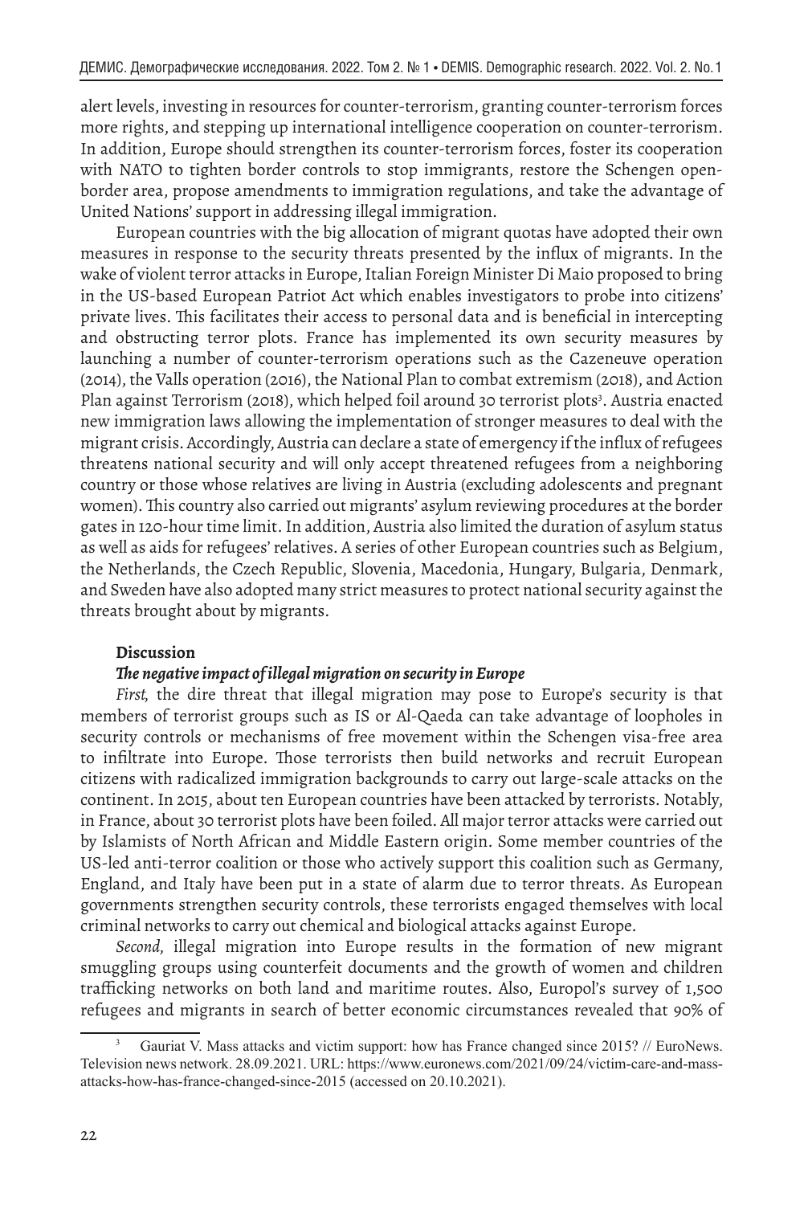alert levels, investing in resources for counter-terrorism, granting counter-terrorism forces more rights, and stepping up international intelligence cooperation on counter-terrorism. In addition, Europe should strengthen its counter-terrorism forces, foster its cooperation with NATO to tighten border controls to stop immigrants, restore the Schengen open-border area, propose amendments to immigration regulations, and take the advantage of United Nations' support in addressing illegal immigration.

European countries with the big allocation of migrant quotas have adopted their own measures in response to the security threats presented by the influx of migrants. In the wake of violent terror attacks in Europe, Italian Foreign Minister Di Maio proposed to bring in the US-based European Patriot Act which enables investigators to probe into citizens' private lives. This facilitates their access to personal data and is beneficial in intercepting and obstructing terror plots. France has implemented its own security measures by launching a number of counter-terrorism operations such as the Cazeneuve operation (2014), the Valls operation (2016), the National Plan to combat extremism (2018), and Action Plan against Terrorism (2018), which helped foil around 30 terrorist plots[3]. Austria enacted new immigration laws allowing the implementation of stronger measures to deal with the migrant crisis. Accordingly, Austria can declare a state of emergency if the influx of refugees threatens national security and will only accept threatened refugees from a neighboring country or those whose relatives are living in Austria (excluding adolescents and pregnant women). This country also carried out migrants' asylum reviewing procedures at the border gates in 120-hour time limit. In addition, Austria also limited the duration of asylum status as well as aids for refugees' relatives. A series of other European countries such as Belgium, the Netherlands, the Czech Republic, Slovenia, Macedonia, Hungary, Bulgaria, Denmark, and Sweden have also adopted many strict measures to protect national security against the threats brought about by migrants.

## Discussion

### *The negative impact of illegal migration on security in Europe*

*First,* the dire threat that illegal migration may pose to Europe's security is that members of terrorist groups such as IS or Al-Qaeda can take advantage of loopholes in security controls or mechanisms of free movement within the Schengen visa-free area to infiltrate into Europe. Those terrorists then build networks and recruit European citizens with radicalized immigration backgrounds to carry out large-scale attacks on the continent. In 2015, about ten European countries have been attacked by terrorists. Notably, in France, about 30 terrorist plots have been foiled. All major terror attacks were carried out by Islamists of North African and Middle Eastern origin. Some member countries of the US-led anti-terror coalition or those who actively support this coalition such as Germany, England, and Italy have been put in a state of alarm due to terror threats. As European governments strengthen security controls, these terrorists engaged themselves with local criminal networks to carry out chemical and biological attacks against Europe.

*Second,* illegal migration into Europe results in the formation of new migrant smuggling groups using counterfeit documents and the growth of women and children trafficking networks on both land and maritime routes. Also, Europol's survey of 1,500 refugees and migrants in search of better economic circumstances revealed that 90% of

---

[3] Gauriat V. Mass attacks and victim support: how has France changed since 2015? // EuroNews. Television news network. 28.09.2021. URL: https://www.euronews.com/2021/09/24/victim-care-and-mass-attacks-how-has-france-changed-since-2015 (accessed on 20.10.2021).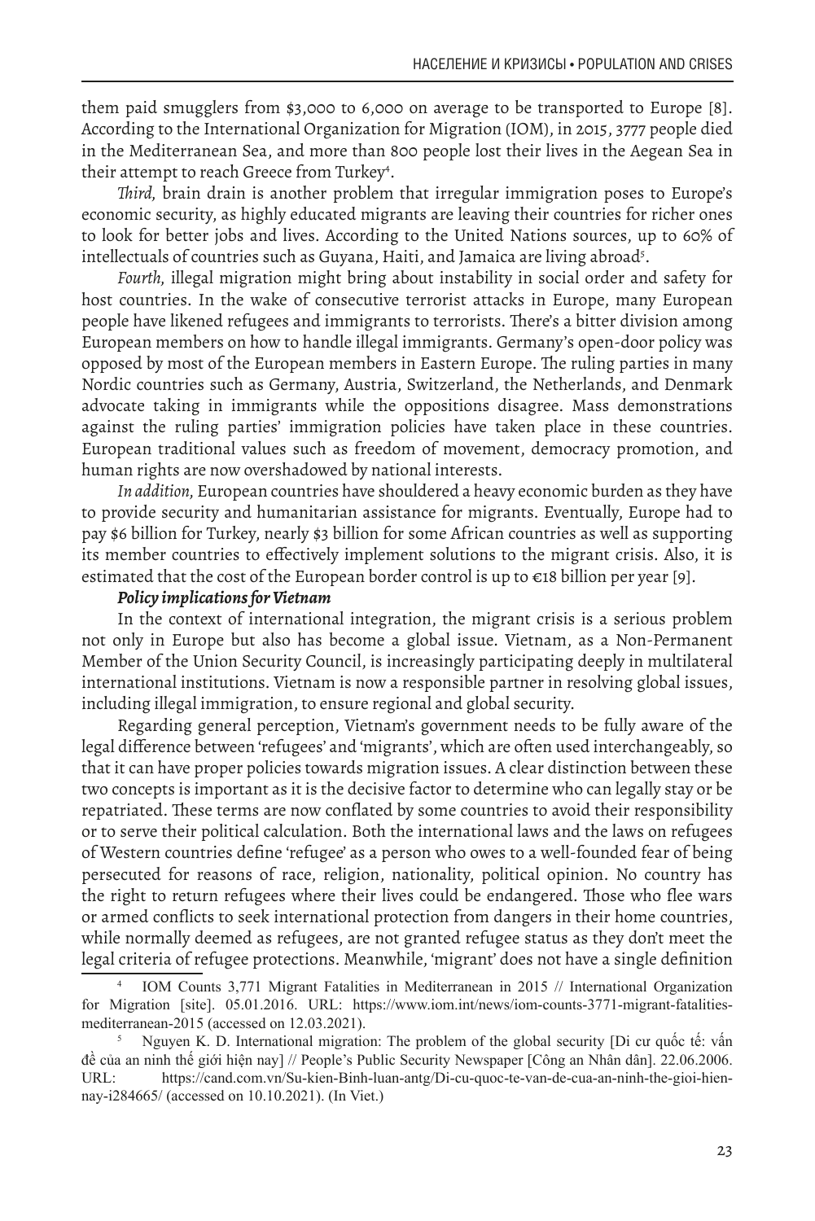them paid smugglers from $3,000 to 6,000 on average to be transported to Europe [8]. According to the International Organization for Migration (IOM), in 2015, 3777 people died in the Mediterranean Sea, and more than 800 people lost their lives in the Aegean Sea in their attempt to reach Greece from Turkey[4].

*Third*, brain drain is another problem that irregular immigration poses to Europe's economic security, as highly educated migrants are leaving their countries for richer ones to look for better jobs and lives. According to the United Nations sources, up to 60% of intellectuals of countries such as Guyana, Haiti, and Jamaica are living abroad[5].

*Fourth*, illegal migration might bring about instability in social order and safety for host countries. In the wake of consecutive terrorist attacks in Europe, many European people have likened refugees and immigrants to terrorists. There's a bitter division among European members on how to handle illegal immigrants. Germany's open-door policy was opposed by most of the European members in Eastern Europe. The ruling parties in many Nordic countries such as Germany, Austria, Switzerland, the Netherlands, and Denmark advocate taking in immigrants while the oppositions disagree. Mass demonstrations against the ruling parties' immigration policies have taken place in these countries. European traditional values such as freedom of movement, democracy promotion, and human rights are now overshadowed by national interests.

*In addition*, European countries have shouldered a heavy economic burden as they have to provide security and humanitarian assistance for migrants. Eventually, Europe had to pay $6 billion for Turkey, nearly $3 billion for some African countries as well as supporting its member countries to effectively implement solutions to the migrant crisis. Also, it is estimated that the cost of the European border control is up to €18 billion per year [9].

***Policy implications for Vietnam***

In the context of international integration, the migrant crisis is a serious problem not only in Europe but also has become a global issue. Vietnam, as a Non-Permanent Member of the Union Security Council, is increasingly participating deeply in multilateral international institutions. Vietnam is now a responsible partner in resolving global issues, including illegal immigration, to ensure regional and global security.

Regarding general perception, Vietnam's government needs to be fully aware of the legal difference between 'refugees' and 'migrants', which are often used interchangeably, so that it can have proper policies towards migration issues. A clear distinction between these two concepts is important as it is the decisive factor to determine who can legally stay or be repatriated. These terms are now conflated by some countries to avoid their responsibility or to serve their political calculation. Both the international laws and the laws on refugees of Western countries define 'refugee' as a person who owes to a well-founded fear of being persecuted for reasons of race, religion, nationality, political opinion. No country has the right to return refugees where their lives could be endangered. Those who flee wars or armed conflicts to seek international protection from dangers in their home countries, while normally deemed as refugees, are not granted refugee status as they don't meet the legal criteria of refugee protections. Meanwhile, 'migrant' does not have a single definition

---

[4] IOM Counts 3,771 Migrant Fatalities in Mediterranean in 2015 // International Organization for Migration [site]. 05.01.2016. URL: https://www.iom.int/news/iom-counts-3771-migrant-fatalities-mediterranean-2015 (accessed on 12.03.2021).

[5] Nguyen K. D. International migration: The problem of the global security [Di cư quốc tế: vấn đề của an ninh thế giới hiện nay] // People's Public Security Newspaper [Công an Nhân dân]. 22.06.2006. URL: https://cand.com.vn/Su-kien-Binh-luan-antg/Di-cu-quoc-te-van-de-cua-an-ninh-the-gioi-hien-nay-i284665/ (accessed on 10.10.2021). (In Viet.)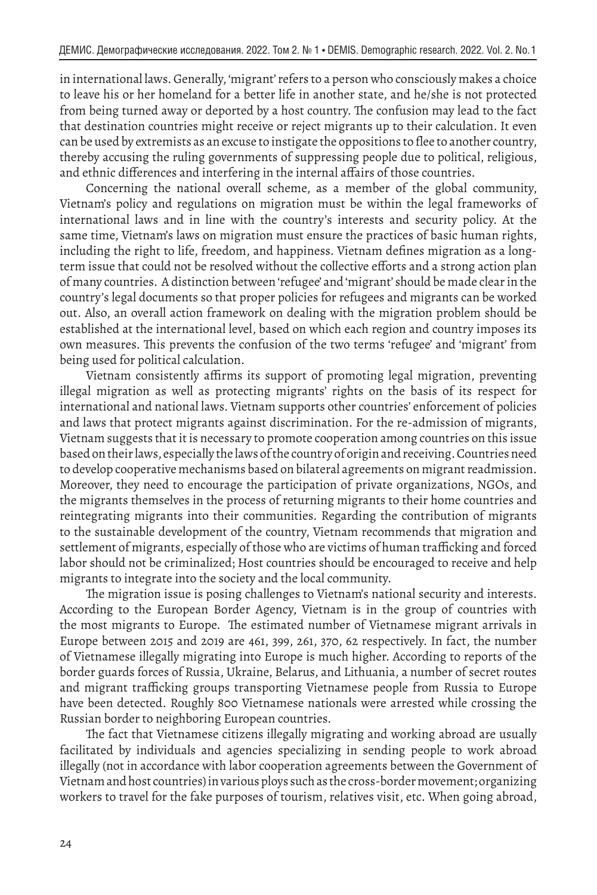in international laws. Generally, 'migrant' refers to a person who consciously makes a choice to leave his or her homeland for a better life in another state, and he/she is not protected from being turned away or deported by a host country. The confusion may lead to the fact that destination countries might receive or reject migrants up to their calculation. It even can be used by extremists as an excuse to instigate the oppositions to flee to another country, thereby accusing the ruling governments of suppressing people due to political, religious, and ethnic differences and interfering in the internal affairs of those countries.

Concerning the national overall scheme, as a member of the global community, Vietnam's policy and regulations on migration must be within the legal frameworks of international laws and in line with the country's interests and security policy. At the same time, Vietnam's laws on migration must ensure the practices of basic human rights, including the right to life, freedom, and happiness. Vietnam defines migration as a long-term issue that could not be resolved without the collective efforts and a strong action plan of many countries. A distinction between 'refugee' and 'migrant' should be made clear in the country's legal documents so that proper policies for refugees and migrants can be worked out. Also, an overall action framework on dealing with the migration problem should be established at the international level, based on which each region and country imposes its own measures. This prevents the confusion of the two terms 'refugee' and 'migrant' from being used for political calculation.

Vietnam consistently affirms its support of promoting legal migration, preventing illegal migration as well as protecting migrants' rights on the basis of its respect for international and national laws. Vietnam supports other countries' enforcement of policies and laws that protect migrants against discrimination. For the re-admission of migrants, Vietnam suggests that it is necessary to promote cooperation among countries on this issue based on their laws, especially the laws of the country of origin and receiving. Countries need to develop cooperative mechanisms based on bilateral agreements on migrant readmission. Moreover, they need to encourage the participation of private organizations, NGOs, and the migrants themselves in the process of returning migrants to their home countries and reintegrating migrants into their communities. Regarding the contribution of migrants to the sustainable development of the country, Vietnam recommends that migration and settlement of migrants, especially of those who are victims of human trafficking and forced labor should not be criminalized; Host countries should be encouraged to receive and help migrants to integrate into the society and the local community.

The migration issue is posing challenges to Vietnam's national security and interests. According to the European Border Agency, Vietnam is in the group of countries with the most migrants to Europe. The estimated number of Vietnamese migrant arrivals in Europe between 2015 and 2019 are 461, 399, 261, 370, 62 respectively. In fact, the number of Vietnamese illegally migrating into Europe is much higher. According to reports of the border guards forces of Russia, Ukraine, Belarus, and Lithuania, a number of secret routes and migrant trafficking groups transporting Vietnamese people from Russia to Europe have been detected. Roughly 800 Vietnamese nationals were arrested while crossing the Russian border to neighboring European countries.

The fact that Vietnamese citizens illegally migrating and working abroad are usually facilitated by individuals and agencies specializing in sending people to work abroad illegally (not in accordance with labor cooperation agreements between the Government of Vietnam and host countries) in various ploys such as the cross-border movement; organizing workers to travel for the fake purposes of tourism, relatives visit, etc. When going abroad,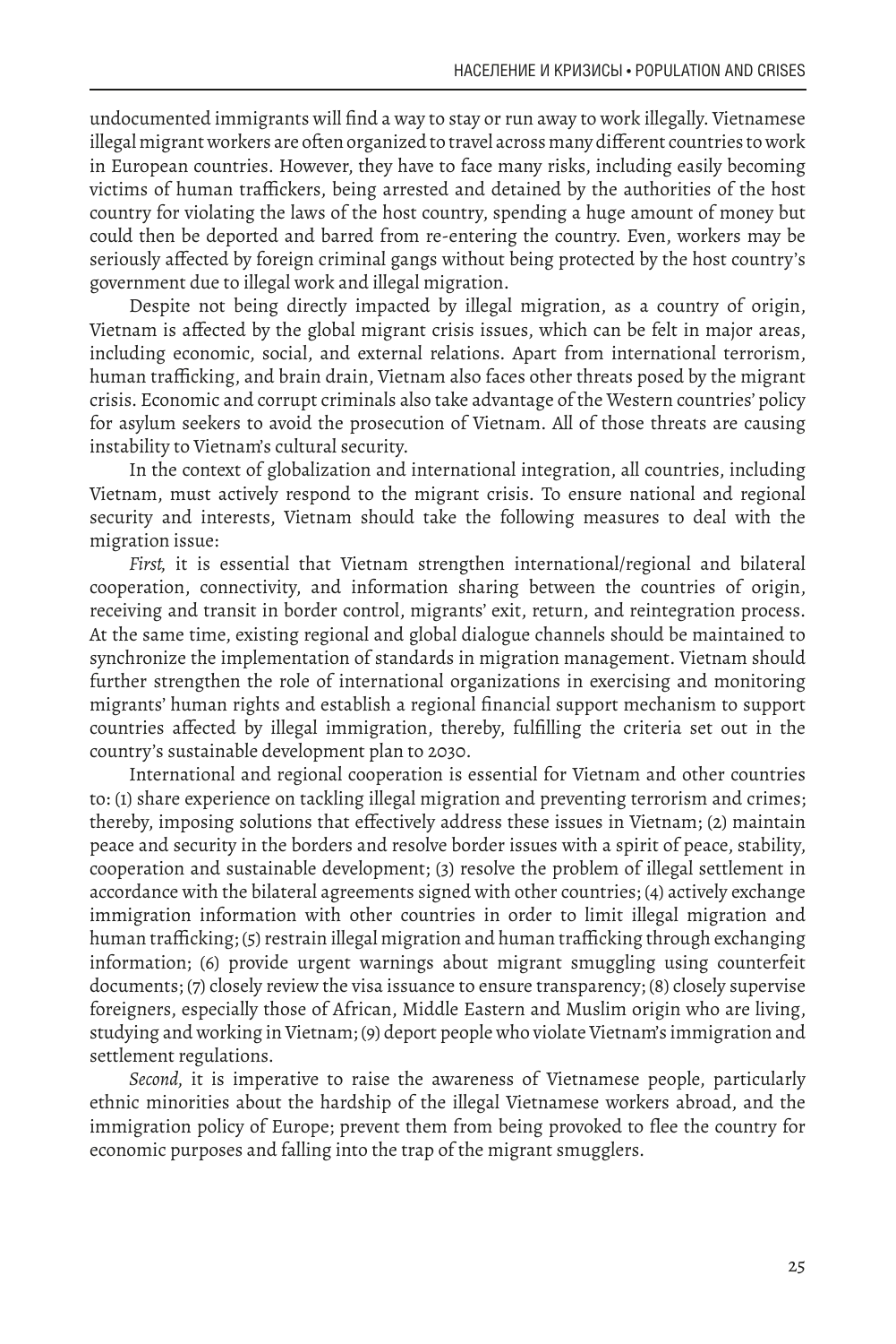undocumented immigrants will find a way to stay or run away to work illegally. Vietnamese illegal migrant workers are often organized to travel across many different countries to work in European countries. However, they have to face many risks, including easily becoming victims of human traffickers, being arrested and detained by the authorities of the host country for violating the laws of the host country, spending a huge amount of money but could then be deported and barred from re-entering the country. Even, workers may be seriously affected by foreign criminal gangs without being protected by the host country's government due to illegal work and illegal migration.

Despite not being directly impacted by illegal migration, as a country of origin, Vietnam is affected by the global migrant crisis issues, which can be felt in major areas, including economic, social, and external relations. Apart from international terrorism, human trafficking, and brain drain, Vietnam also faces other threats posed by the migrant crisis. Economic and corrupt criminals also take advantage of the Western countries' policy for asylum seekers to avoid the prosecution of Vietnam. All of those threats are causing instability to Vietnam's cultural security.

In the context of globalization and international integration, all countries, including Vietnam, must actively respond to the migrant crisis. To ensure national and regional security and interests, Vietnam should take the following measures to deal with the migration issue:

*First,* it is essential that Vietnam strengthen international/regional and bilateral cooperation, connectivity, and information sharing between the countries of origin, receiving and transit in border control, migrants' exit, return, and reintegration process. At the same time, existing regional and global dialogue channels should be maintained to synchronize the implementation of standards in migration management. Vietnam should further strengthen the role of international organizations in exercising and monitoring migrants' human rights and establish a regional financial support mechanism to support countries affected by illegal immigration, thereby, fulfilling the criteria set out in the country's sustainable development plan to 2030.

International and regional cooperation is essential for Vietnam and other countries to: (1) share experience on tackling illegal migration and preventing terrorism and crimes; thereby, imposing solutions that effectively address these issues in Vietnam; (2) maintain peace and security in the borders and resolve border issues with a spirit of peace, stability, cooperation and sustainable development; (3) resolve the problem of illegal settlement in accordance with the bilateral agreements signed with other countries; (4) actively exchange immigration information with other countries in order to limit illegal migration and human trafficking; (5) restrain illegal migration and human trafficking through exchanging information; (6) provide urgent warnings about migrant smuggling using counterfeit documents; (7) closely review the visa issuance to ensure transparency; (8) closely supervise foreigners, especially those of African, Middle Eastern and Muslim origin who are living, studying and working in Vietnam; (9) deport people who violate Vietnam's immigration and settlement regulations.

*Second,* it is imperative to raise the awareness of Vietnamese people, particularly ethnic minorities about the hardship of the illegal Vietnamese workers abroad, and the immigration policy of Europe; prevent them from being provoked to flee the country for economic purposes and falling into the trap of the migrant smugglers.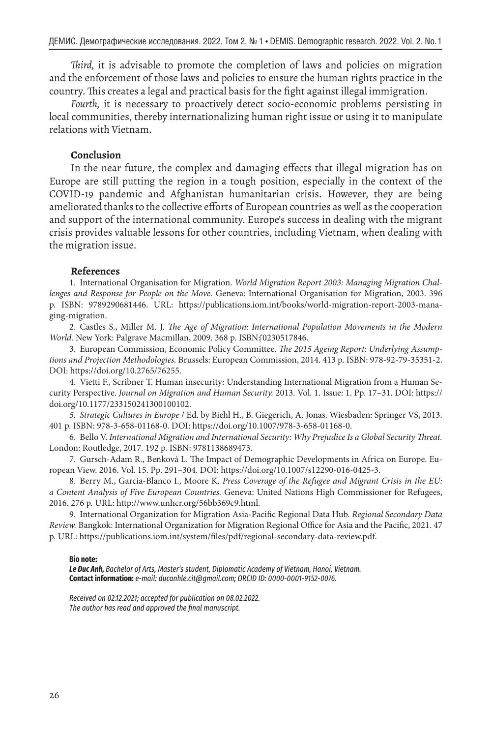*Third,* it is advisable to promote the completion of laws and policies on migration and the enforcement of those laws and policies to ensure the human rights practice in the country. This creates a legal and practical basis for the fight against illegal immigration.

*Fourth,* it is necessary to proactively detect socio-economic problems persisting in local communities, thereby internationalizing human right issue or using it to manipulate relations with Vietnam.

## Conclusion

In the near future, the complex and damaging effects that illegal migration has on Europe are still putting the region in a tough position, especially in the context of the COVID-19 pandemic and Afghanistan humanitarian crisis. However, they are being ameliorated thanks to the collective efforts of European countries as well as the cooperation and support of the international community. Europe's success in dealing with the migrant crisis provides valuable lessons for other countries, including Vietnam, when dealing with the migration issue.

## References

1. International Organisation for Migration. *World Migration Report 2003: Managing Migration Challenges and Response for People on the Move.* Geneva: International Organisation for Migration, 2003. 396 p. ISBN: 9789290681446. URL: https://publications.iom.int/books/world-migration-report-2003-managing-migration.

2. Castles S., Miller M. J. *The Age of Migration: International Population Movements in the Modern World.* New York: Palgrave Macmillan, 2009. 368 p. ISBN: 0230517846.

3. European Commission, Economic Policy Committee. *The 2015 Ageing Report: Underlying Assumptions and Projection Methodologies.* Brussels: European Commission, 2014. 413 p. ISBN: 978-92-79-35351-2. DOI: https://doi.org/10.2765/76255.

4. Vietti F., Scribner T. Human insecurity: Understanding International Migration from a Human Security Perspective. *Journal on Migration and Human Security.* 2013. Vol. 1. Issue: 1. Pp. 17–31. DOI: https://doi.org/10.1177/233150241300100102.

5. *Strategic Cultures in Europe* / Ed. by Biehl H., B. Giegerich, A. Jonas. Wiesbaden: Springer VS, 2013. 401 p. ISBN: 978-3-658-01168-0. DOI: https://doi.org/10.1007/978-3-658-01168-0.

6. Bello V. *International Migration and International Security: Why Prejudice Is a Global Security Threat.* London: Routledge, 2017. 192 p. ISBN: 9781138689473.

7. Gursch-Adam R., Benková L. The Impact of Demographic Developments in Africa on Europe. European View. 2016. Vol. 15. Pp. 291–304. DOI: https://doi.org/10.1007/s12290-016-0425-3.

8. Berry M., Garcia-Blanco I., Moore K. *Press Coverage of the Refugee and Migrant Crisis in the EU: a Content Analysis of Five European Countries.* Geneva: United Nations High Commissioner for Refugees, 2016. 276 p. URL: http://www.unhcr.org/56bb369c9.html.

9. International Organization for Migration Asia-Pacific Regional Data Hub. *Regional Secondary Data Review.* Bangkok: International Organization for Migration Regional Office for Asia and the Pacific, 2021. 47 p. URL: https://publications.iom.int/system/files/pdf/regional-secondary-data-review.pdf.

**Bio note:**
***Le Duc Anh,*** *Bachelor of Arts, Master's student, Diplomatic Academy of Vietnam, Hanoi, Vietnam.*
**Contact information:** *e-mail: ducanhle.cit@gmail.com; ORCID ID: 0000-0001-9152-0076.*

*Received on 02.12.2021; accepted for publication on 08.02.2022.*
*The author has read and approved the final manuscript.*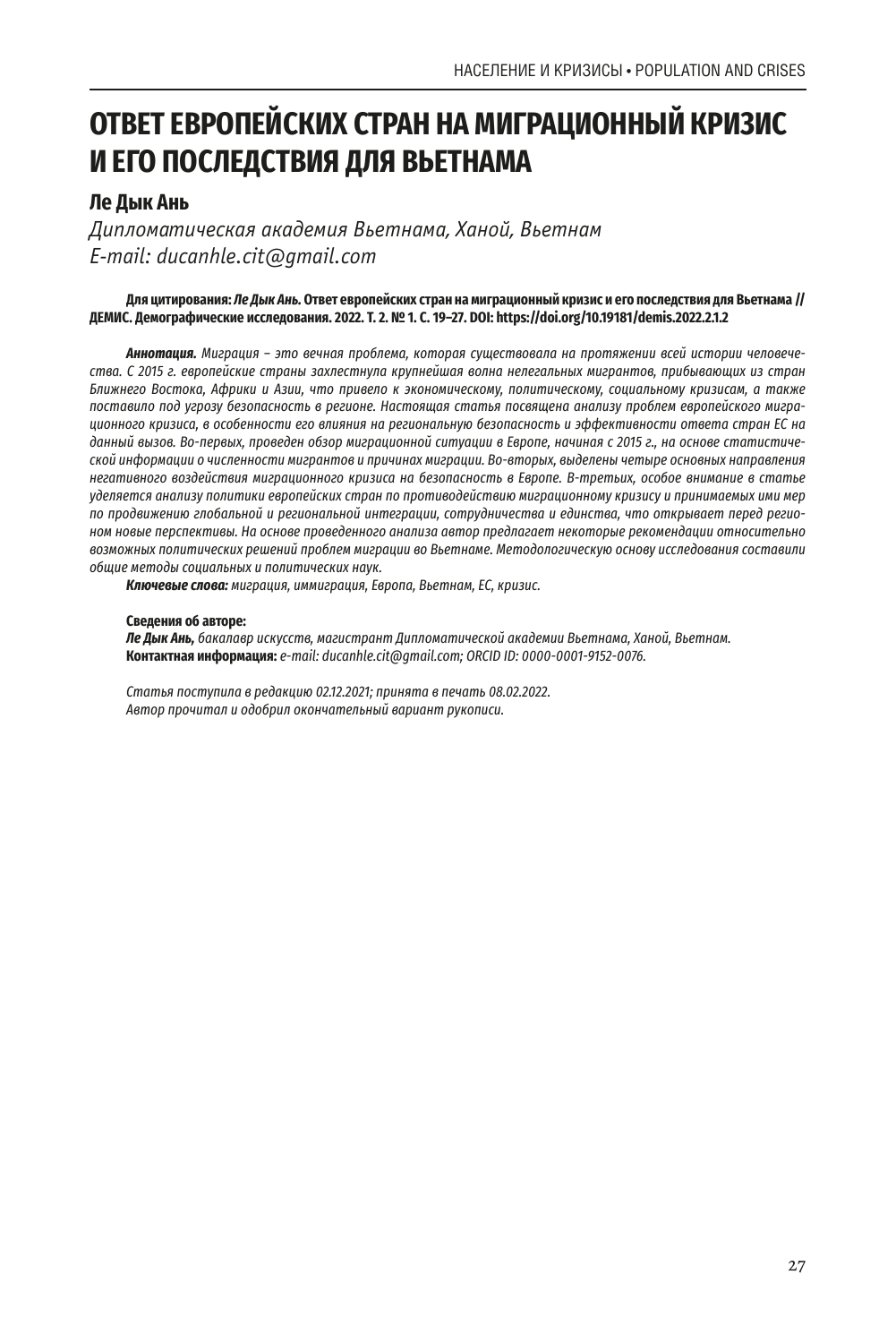# ОТВЕТ ЕВРОПЕЙСКИХ СТРАН НА МИГРАЦИОННЫЙ КРИЗИС И ЕГО ПОСЛЕДСТВИЯ ДЛЯ ВЬЕТНАМА

**Ле Дык Ань**

*Дипломатическая академия Вьетнама, Ханой, Вьетнам*
*E-mail: ducanhle.cit@gmail.com*

**Для цитирования: *Ле Дык Ань.* Ответ европейских стран на миграционный кризис и его последствия для Вьетнама // ДЕМИС. Демографические исследования. 2022. Т. 2. № 1. С. 19–27. DOI: https://doi.org/10.19181/demis.2022.2.1.2**

***Аннотация.*** *Миграция – это вечная проблема, которая существовала на протяжении всей истории человечества. С 2015 г. европейские страны захлестнула крупнейшая волна нелегальных мигрантов, прибывающих из стран Ближнего Востока, Африки и Азии, что привело к экономическому, политическому, социальному кризисам, а также поставило под угрозу безопасность в регионе. Настоящая статья посвящена анализу проблем европейского миграционного кризиса, в особенности его влияния на региональную безопасность и эффективности ответа стран ЕС на данный вызов. Во-первых, проведен обзор миграционной ситуации в Европе, начиная с 2015 г., на основе статистической информации о численности мигрантов и причинах миграции. Во-вторых, выделены четыре основных направления негативного воздействия миграционного кризиса на безопасность в Европе. В-третьих, особое внимание в статье уделяется анализу политики европейских стран по противодействию миграционному кризису и принимаемых ими мер по продвижению глобальной и региональной интеграции, сотрудничества и единства, что открывает перед регионом новые перспективы. На основе проведенного анализа автор предлагает некоторые рекомендации относительно возможных политических решений проблем миграции во Вьетнаме. Методологическую основу исследования составили общие методы социальных и политических наук.*

***Ключевые слова:*** *миграция, иммиграция, Европа, Вьетнам, ЕС, кризис.*

**Сведения об авторе:**
***Ле Дык Ань,*** *бакалавр искусств, магистрант Дипломатической академии Вьетнама, Ханой, Вьетнам.*
**Контактная информация:** *e-mail: ducanhle.cit@gmail.com; ORCID ID: 0000-0001-9152-0076.*

*Статья поступила в редакцию 02.12.2021; принята в печать 08.02.2022.*
*Автор прочитал и одобрил окончательный вариант рукописи.*